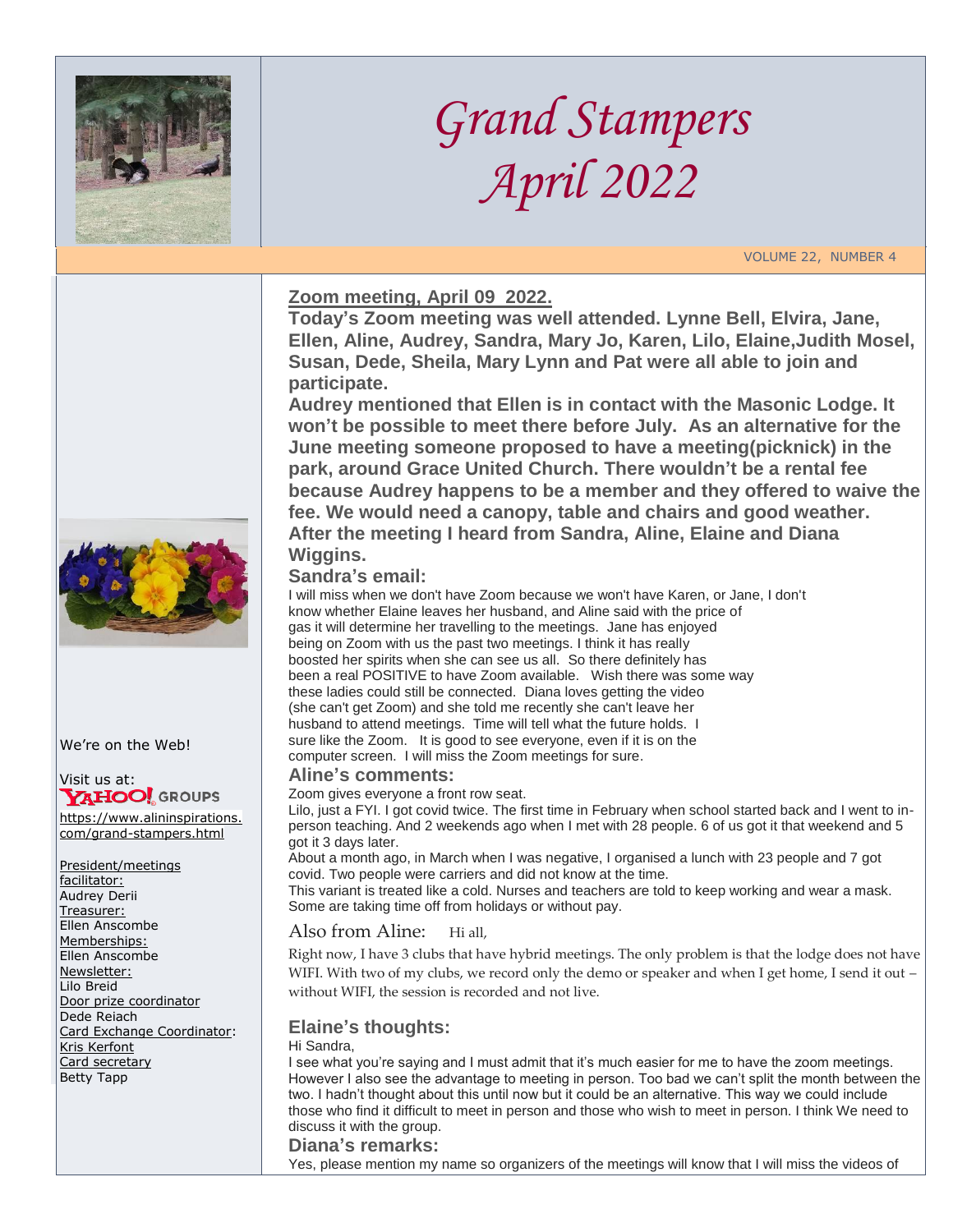# Grand Stampers
# April 2022

VOLUME 22, NUMBER 4

## Zoom meeting, April 09 2022.

**Today's Zoom meeting was well attended. Lynne Bell, Elvira, Jane, Ellen, Aline, Audrey, Sandra, Mary Jo, Karen, Lilo, Elaine,Judith Mosel, Susan, Dede, Sheila, Mary Lynn and Pat were all able to join and participate.**

**Audrey mentioned that Ellen is in contact with the Masonic Lodge. It won't be possible to meet there before July. As an alternative for the June meeting someone proposed to have a meeting(picknick) in the park, around Grace United Church. There wouldn't be a rental fee because Audrey happens to be a member and they offered to waive the fee. We would need a canopy, table and chairs and good weather.**

**After the meeting I heard from Sandra, Aline, Elaine and Diana Wiggins.**

### Sandra's email:

I will miss when we don't have Zoom because we won't have Karen, or Jane, I don't know whether Elaine leaves her husband, and Aline said with the price of gas it will determine her travelling to the meetings. Jane has enjoyed being on Zoom with us the past two meetings. I think it has really boosted her spirits when she can see us all. So there definitely has been a real POSITIVE to have Zoom available. Wish there was some way these ladies could still be connected. Diana loves getting the video (she can't get Zoom) and she told me recently she can't leave her husband to attend meetings. Time will tell what the future holds. I sure like the Zoom. It is good to see everyone, even if it is on the computer screen. I will miss the Zoom meetings for sure.

### Aline's comments:

Zoom gives everyone a front row seat.

Lilo, just a FYI. I got covid twice. The first time in February when school started back and I went to in-person teaching. And 2 weekends ago when I met with 28 people. 6 of us got it that weekend and 5 got it 3 days later.

About a month ago, in March when I was negative, I organised a lunch with 23 people and 7 got covid. Two people were carriers and did not know at the time.

This variant is treated like a cold. Nurses and teachers are told to keep working and wear a mask. Some are taking time off from holidays or without pay.

### Also from Aline:

Hi all,

Right now, I have 3 clubs that have hybrid meetings. The only problem is that the lodge does not have WIFI. With two of my clubs, we record only the demo or speaker and when I get home, I send it out – without WIFI, the session is recorded and not live.

### Elaine's thoughts:

Hi Sandra,

I see what you're saying and I must admit that it's much easier for me to have the zoom meetings. However I also see the advantage to meeting in person. Too bad we can't split the month between the two. I hadn't thought about this until now but it could be an alternative. This way we could include those who find it difficult to meet in person and those who wish to meet in person. I think We need to discuss it with the group.

### Diana's remarks:

Yes, please mention my name so organizers of the meetings will know that I will miss the videos of

---

We're on the Web!

Visit us at:
YAHOO! GROUPS

https://www.alininspirations.com/grand-stampers.html

President/meetings facilitator:
Audrey Derii

Treasurer:
Ellen Anscombe

Memberships:
Ellen Anscombe

Newsletter:
Lilo Breid

Door prize coordinator
Dede Reiach

Card Exchange Coordinator:
Kris Kerfont

Card secretary
Betty Tapp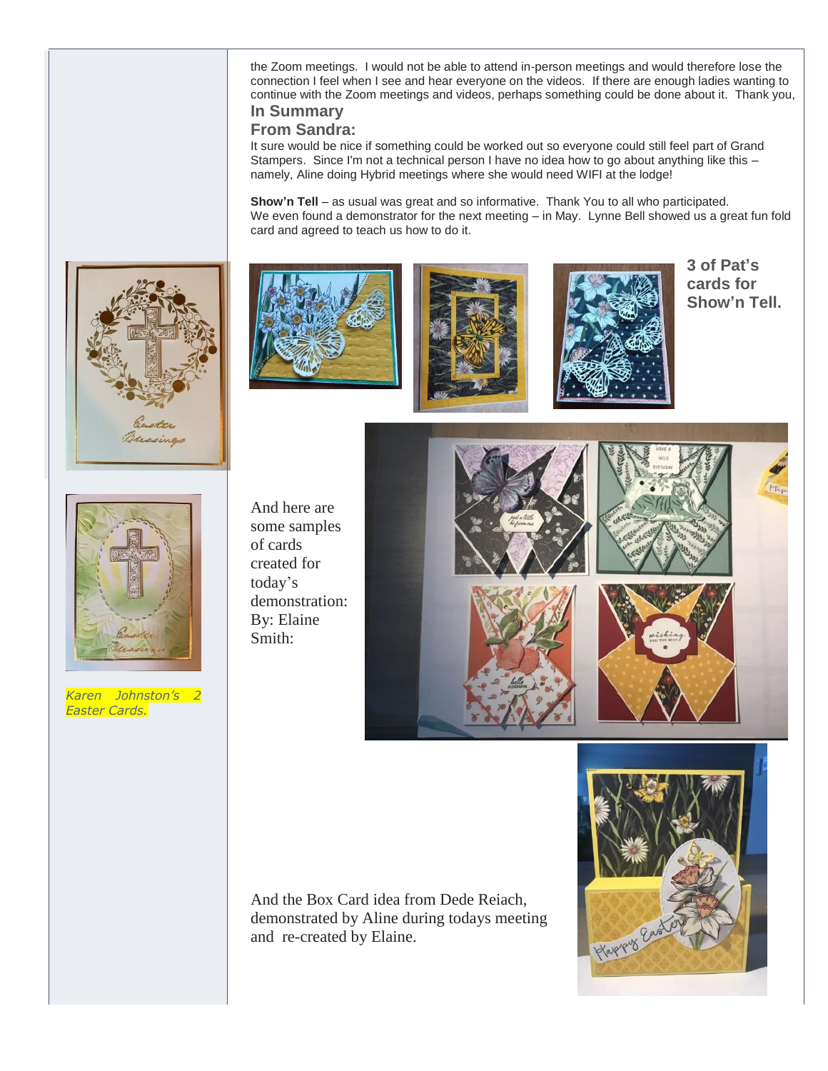the Zoom meetings. I would not be able to attend in-person meetings and would therefore lose the connection I feel when I see and hear everyone on the videos. If there are enough ladies wanting to continue with the Zoom meetings and videos, perhaps something could be done about it. Thank you,

## In Summary

## From Sandra:

It sure would be nice if something could be worked out so everyone could still feel part of Grand Stampers. Since I'm not a technical person I have no idea how to go about anything like this – namely, Aline doing Hybrid meetings where she would need WIFI at the lodge!

**Show'n Tell** – as usual was great and so informative. Thank You to all who participated.
We even found a demonstrator for the next meeting – in May. Lynne Bell showed us a great fun fold card and agreed to teach us how to do it.

**3 of Pat's cards for Show'n Tell.**

*Karen Johnston's 2 Easter Cards.*

And here are some samples of cards created for today's demonstration: By: Elaine Smith:

And the Box Card idea from Dede Reiach, demonstrated by Aline during todays meeting and re-created by Elaine.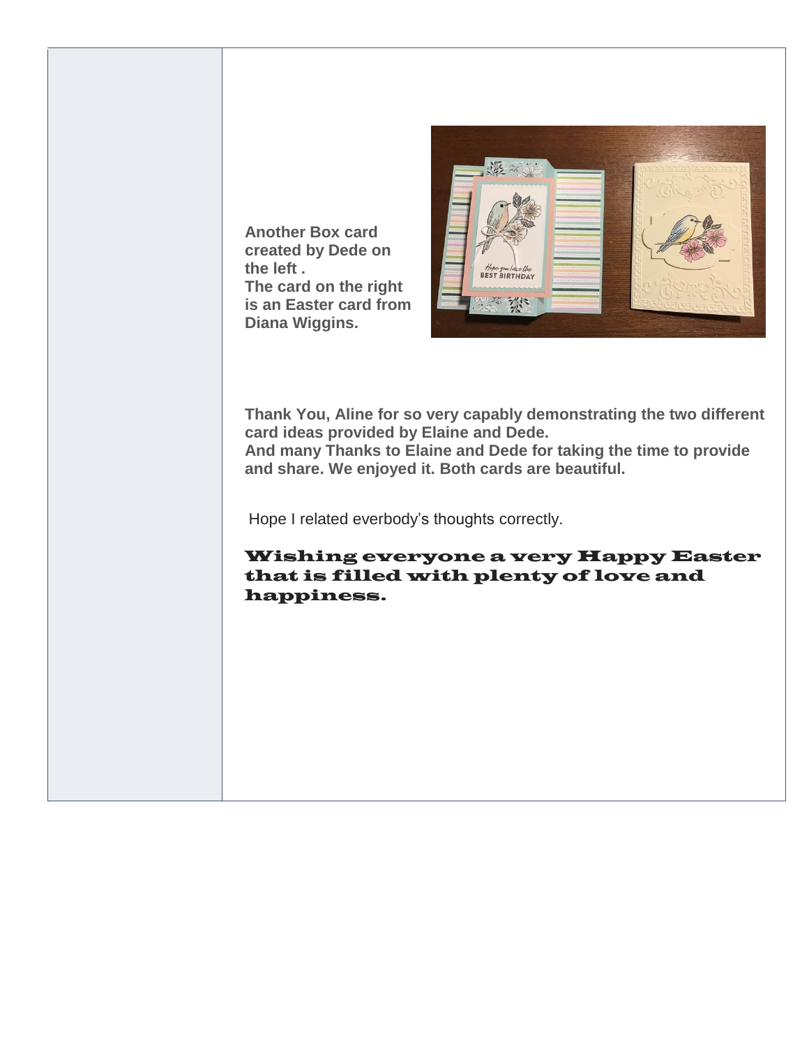**Another Box card created by Dede on the left .**
**The card on the right is an Easter card from Diana Wiggins.**

**Thank You, Aline for so very capably demonstrating the two different card ideas provided by Elaine and Dede.**
**And many Thanks to Elaine and Dede for taking the time to provide and share. We enjoyed it. Both cards are beautiful.**

Hope I related everbody's thoughts correctly.

**Wishing everyone a very Happy Easter that is filled with plenty of love and happiness.**